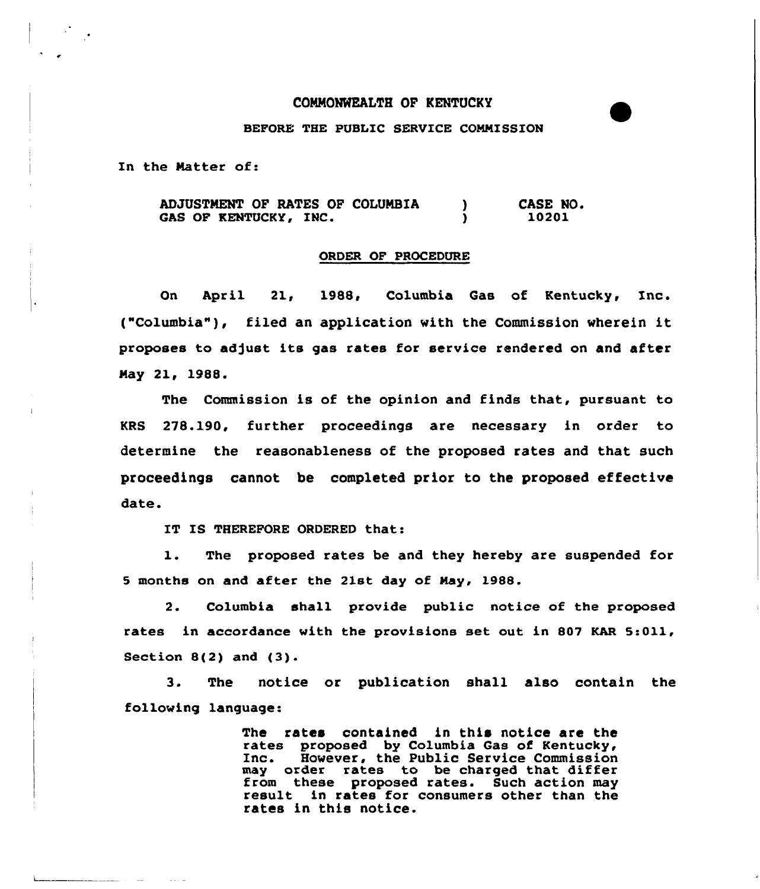COMMONWEALTH OF KENTUCKY

BEFORE THE PUBLIC SERVICE COMMISSION

In the Matter of:

| ADJUSTMENT OF RATES OF COLUMBIA GAS OF KENTUCKY, INC. | ) ) | CASE NO. 10201 |
|---|---|---|

ORDER OF PROCEDURE

On April 21, 1988, Columbia Gas of Kentucky, Inc. ("Columbia"), filed an application with the Commission wherein it proposes to adjust its gas rates for service rendered on and after May 21, 1988.

The Commission is of the opinion and finds that, pursuant to KRS 278.190, further proceedings are necessary in order to determine the reasonableness of the proposed rates and that such proceedings cannot be completed prior to the proposed effective date.

IT IS THEREFORE ORDERED that:

1. The proposed rates be and they hereby are suspended for 5 months on and after the 21st day of May, 1988.

2. Columbia shall provide public notice of the proposed rates in accordance with the provisions set out in 807 KAR 5:011, Section 8(2) and (3).

3. The notice or publication shall also contain the following language:

> The rates contained in this notice are the rates proposed by Columbia Gas of Kentucky, Inc. However, the Public Service Commission may order rates to be charged that differ from these proposed rates. Such action may result in rates for consumers other than the rates in this notice.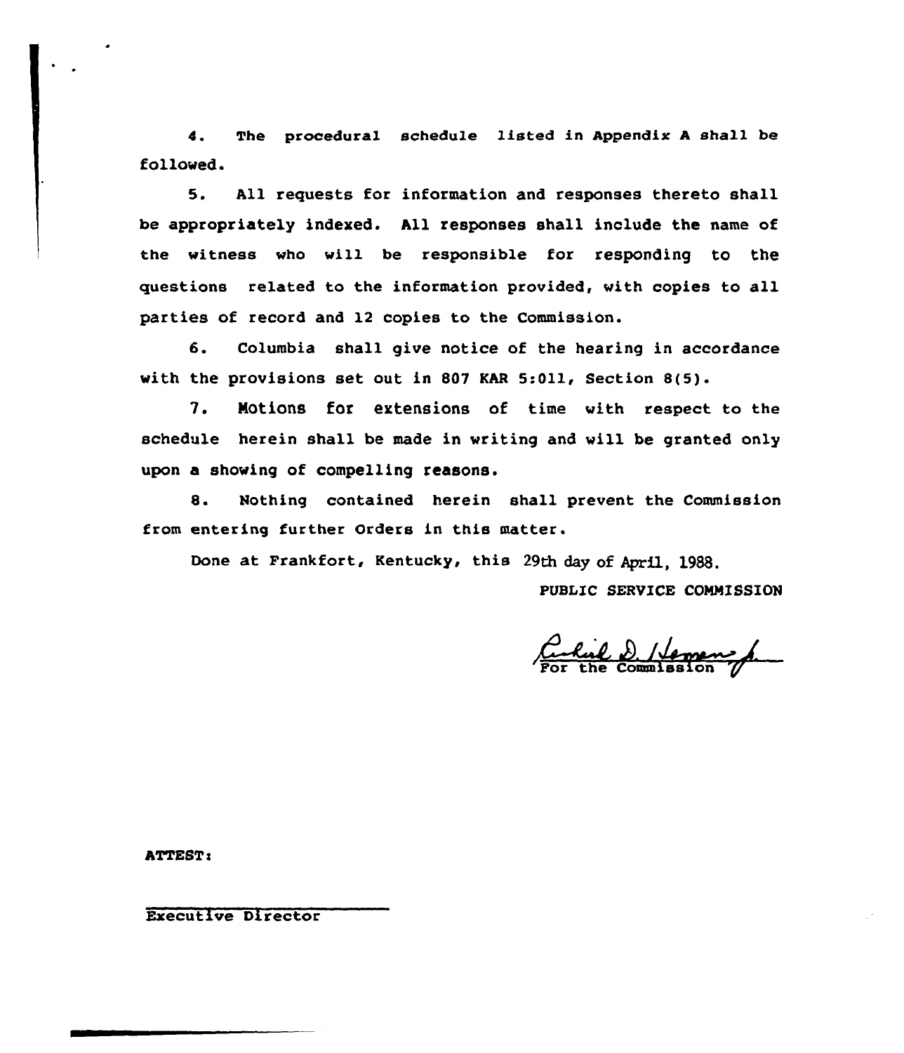4. The procedural schedule listed in Appendix A shall be followed.

5. All requests for information and responses thereto shall be appropriately indexed. All responses shall include the name of the witness who will be responsible for responding to the questions related to the information provided, with copies to all parties of record and 12 copies to the Commission.

6. Columbia shall give notice of the hearing in accordance with the provisions set out in 807 KAR 5:011, Section 8(5).

7. Motions for extensions of time with respect to the schedule herein shall be made in writing and will be granted only upon a showing of compelling reasons.

8. Nothing contained herein shall prevent the Commission from entering further Orders in this matter.

Done at Frankfort, Kentucky, this 29th day of April, 1988.

PUBLIC SERVICE COMMISSION

For the Commission

ATTEST:

Executive Director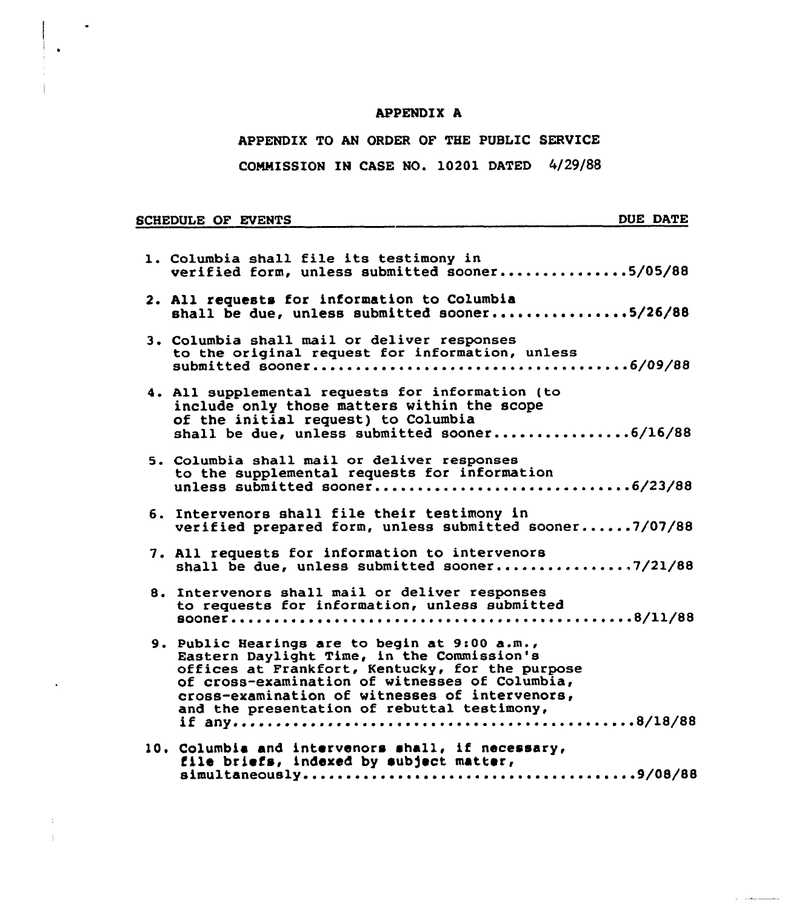# APPENDIX A

APPENDIX TO AN ORDER OF THE PUBLIC SERVICE COMMISSION IN CASE NO. 10201 DATED 4/29/88

| SCHEDULE OF EVENTS | DUE DATE |
|---|---|
| 1. Columbia shall file its testimony in verified form, unless submitted sooner | 5/05/88 |
| 2. All requests for information to Columbia shall be due, unless submitted sooner | 5/26/88 |
| 3. Columbia shall mail or deliver responses to the original request for information, unless submitted sooner | 6/09/88 |
| 4. All supplemental requests for information (to include only those matters within the scope of the initial request) to Columbia shall be due, unless submitted sooner | 6/16/88 |
| 5. Columbia shall mail or deliver responses to the supplemental requests for information unless submitted sooner | 6/23/88 |
| 6. Intervenors shall file their testimony in verified prepared form, unless submitted sooner | 7/07/88 |
| 7. All requests for information to intervenors shall be due, unless submitted sooner | 7/21/88 |
| 8. Intervenors shall mail or deliver responses to requests for information, unless submitted sooner | 8/11/88 |
| 9. Public Hearings are to begin at 9:00 a.m., Eastern Daylight Time, in the Commission's offices at Frankfort, Kentucky, for the purpose of cross-examination of witnesses of Columbia, cross-examination of witnesses of intervenors, and the presentation of rebuttal testimony, if any | 8/18/88 |
| 10. Columbia and intervenors shall, if necessary, file briefs, indexed by subject matter, simultaneously | 9/08/88 |